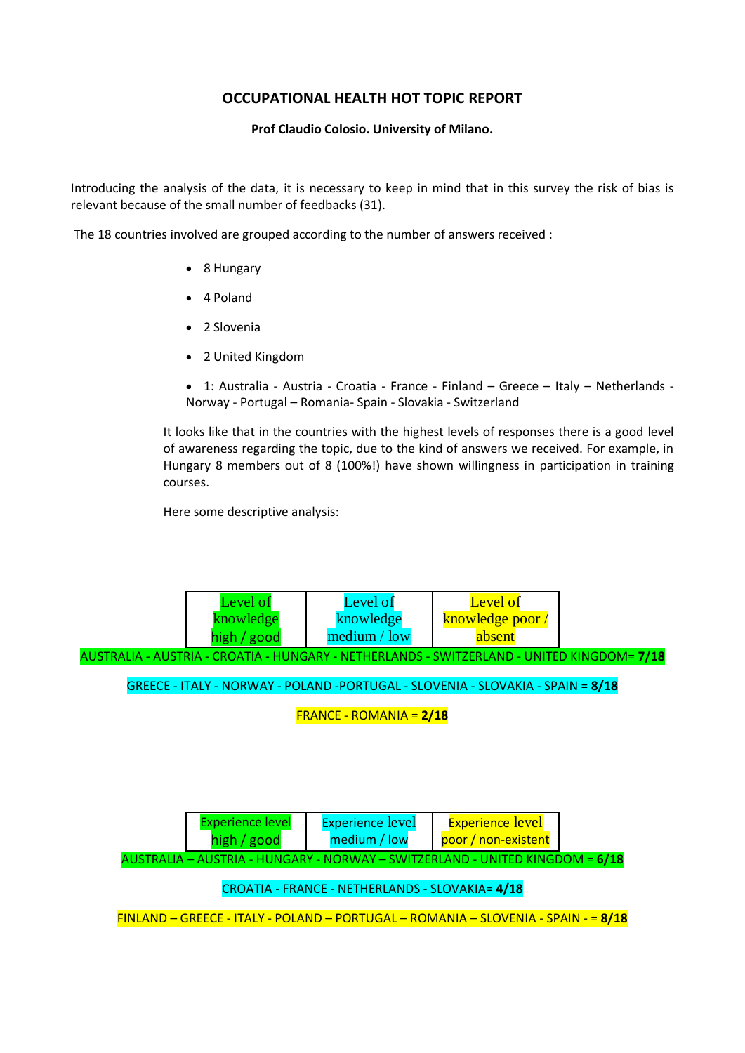# OCCUPATIONAL HEALTH HOT TOPIC REPORT

**Prof Claudio Colosio. University of Milano.**

Introducing the analysis of the data, it is necessary to keep in mind that in this survey the risk of bias is relevant because of the small number of feedbacks (31).

The 18 countries involved are grouped according to the number of answers received :

- 8 Hungary
- 4 Poland
- 2 Slovenia
- 2 United Kingdom
- 1: Australia - Austria - Croatia - France - Finland – Greece – Italy – Netherlands - Norway - Portugal – Romania- Spain - Slovakia - Switzerland

It looks like that in the countries with the highest levels of responses there is a good level of awareness regarding the topic, due to the kind of answers we received. For example, in Hungary 8 members out of 8 (100%!) have shown willingness in participation in training courses.

Here some descriptive analysis:

| Level of knowledge high / good | Level of knowledge medium / low | Level of knowledge poor / absent |
|---|---|---|

AUSTRALIA - AUSTRIA - CROATIA - HUNGARY - NETHERLANDS - SWITZERLAND - UNITED KINGDOM= **7/18**

GREECE - ITALY - NORWAY - POLAND -PORTUGAL - SLOVENIA - SLOVAKIA - SPAIN = **8/18**

FRANCE - ROMANIA = **2/18**

| Experience level high / good | Experience level medium / low | Experience level poor / non-existent |
|---|---|---|

AUSTRALIA – AUSTRIA - HUNGARY - NORWAY – SWITZERLAND - UNITED KINGDOM = **6/18**

CROATIA - FRANCE - NETHERLANDS - SLOVAKIA= **4/18**

FINLAND – GREECE - ITALY - POLAND – PORTUGAL – ROMANIA – SLOVENIA - SPAIN - = **8/18**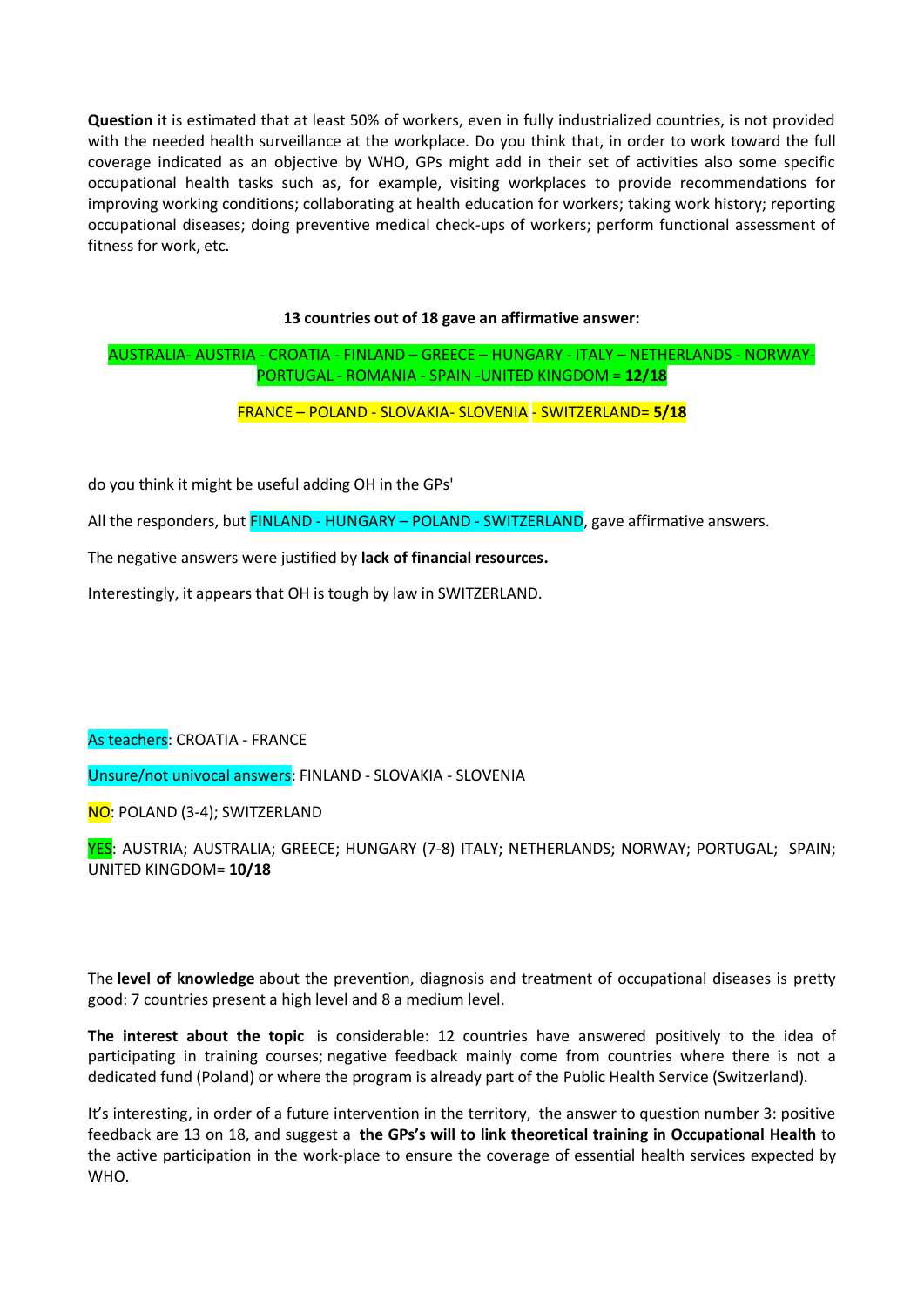**Question** it is estimated that at least 50% of workers, even in fully industrialized countries, is not provided with the needed health surveillance at the workplace. Do you think that, in order to work toward the full coverage indicated as an objective by WHO, GPs might add in their set of activities also some specific occupational health tasks such as, for example, visiting workplaces to provide recommendations for improving working conditions; collaborating at health education for workers; taking work history; reporting occupational diseases; doing preventive medical check-ups of workers; perform functional assessment of fitness for work, etc.

**13 countries out of 18 gave an affirmative answer:**

AUSTRALIA- AUSTRIA - CROATIA - FINLAND – GREECE – HUNGARY - ITALY – NETHERLANDS - NORWAY- PORTUGAL - ROMANIA - SPAIN -UNITED KINGDOM = **12/18**

FRANCE – POLAND - SLOVAKIA- SLOVENIA - SWITZERLAND= **5/18**

do you think it might be useful adding OH in the GPs'

All the responders, but FINLAND - HUNGARY – POLAND - SWITZERLAND, gave affirmative answers.

The negative answers were justified by **lack of financial resources.**

Interestingly, it appears that OH is tough by law in SWITZERLAND.

As teachers: CROATIA - FRANCE

Unsure/not univocal answers: FINLAND - SLOVAKIA - SLOVENIA

NO: POLAND (3-4); SWITZERLAND

YES: AUSTRIA; AUSTRALIA; GREECE; HUNGARY (7-8) ITALY; NETHERLANDS; NORWAY; PORTUGAL; SPAIN; UNITED KINGDOM= **10/18**

The **level of knowledge** about the prevention, diagnosis and treatment of occupational diseases is pretty good: 7 countries present a high level and 8 a medium level.

**The interest about the topic** is considerable: 12 countries have answered positively to the idea of participating in training courses; negative feedback mainly come from countries where there is not a dedicated fund (Poland) or where the program is already part of the Public Health Service (Switzerland).

It's interesting, in order of a future intervention in the territory, the answer to question number 3: positive feedback are 13 on 18, and suggest a **the GPs's will to link theoretical training in Occupational Health** to the active participation in the work-place to ensure the coverage of essential health services expected by WHO.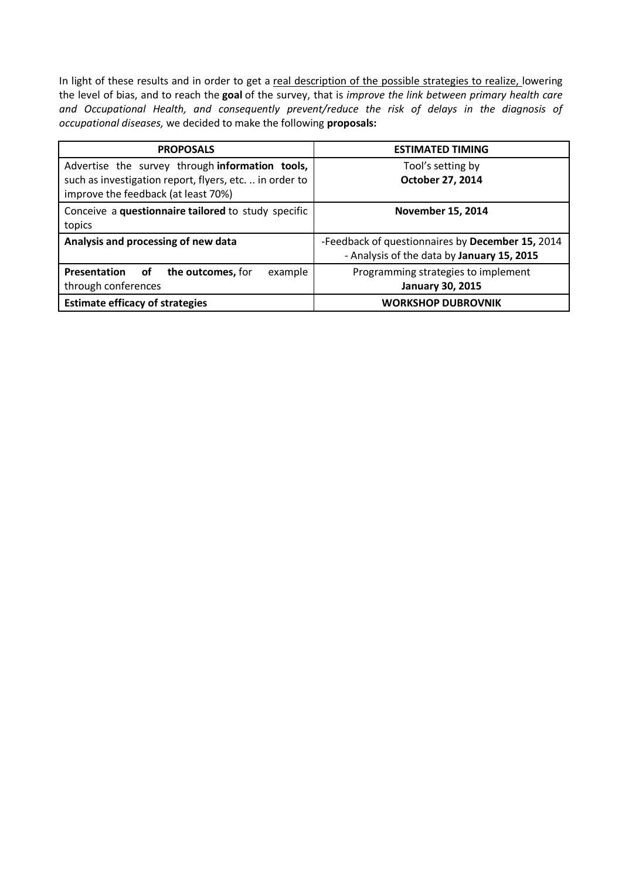In light of these results and in order to get a real description of the possible strategies to realize, lowering the level of bias, and to reach the **goal** of the survey, that is *improve the link between primary health care and Occupational Health, and consequently prevent/reduce the risk of delays in the diagnosis of occupational diseases,* we decided to make the following **proposals:**

| **PROPOSALS** | **ESTIMATED TIMING** |
|---|---|
| Advertise the survey through **information tools,** such as investigation report, flyers, etc. .. in order to improve the feedback (at least 70%) | Tool's setting by **October 27, 2014** |
| Conceive a **questionnaire tailored** to study specific topics | **November 15, 2014** |
| **Analysis and processing of new data** | -Feedback of questionnaires by **December 15,** 2014 - Analysis of the data by **January 15, 2015** |
| **Presentation of the outcomes,** for example through conferences | Programming strategies to implement **January 30, 2015** |
| **Estimate efficacy of strategies** | **WORKSHOP DUBROVNIK** |